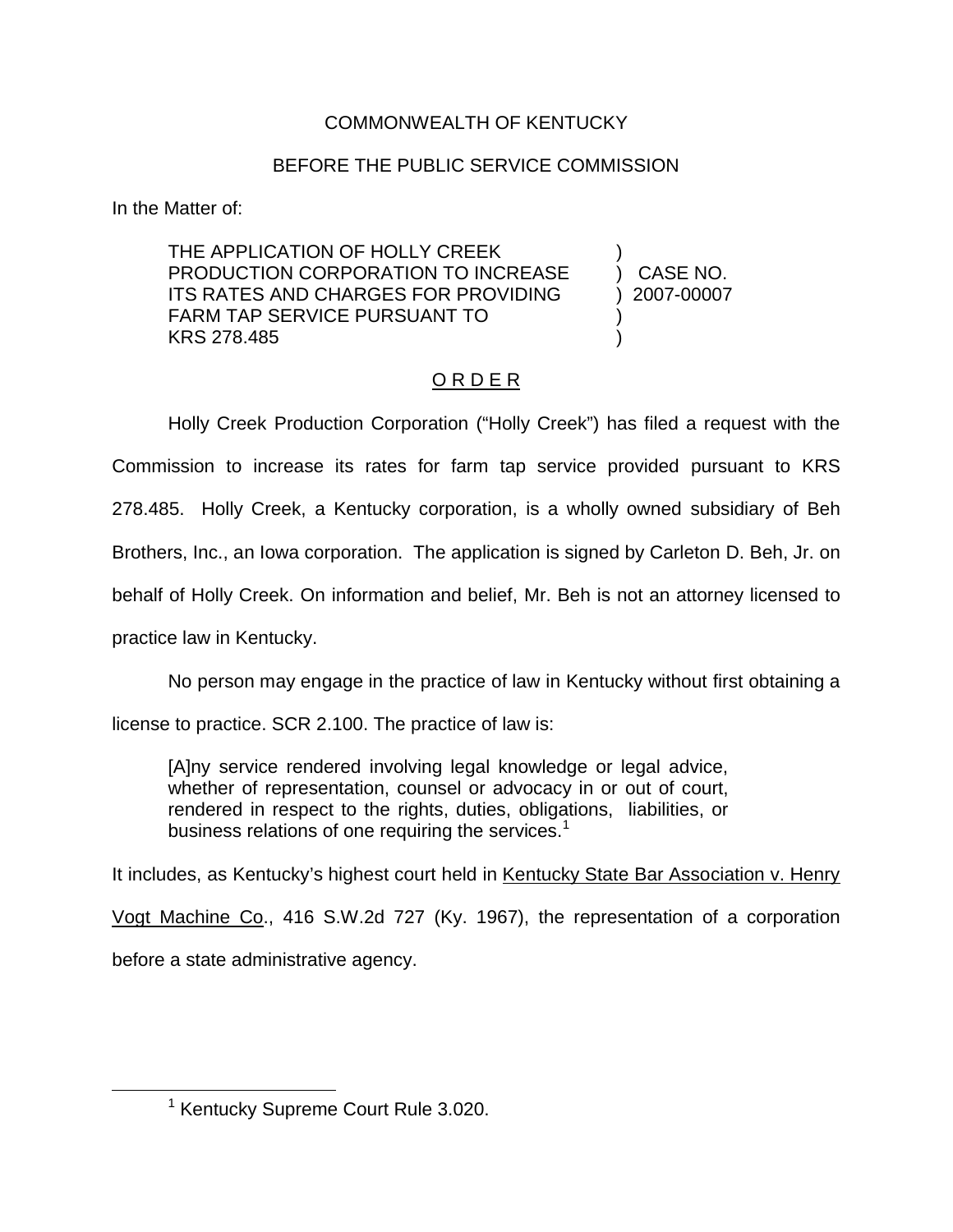COMMONWEALTH OF KENTUCKY

BEFORE THE PUBLIC SERVICE COMMISSION

In the Matter of:

| | | |
|---|---|---|
| THE APPLICATION OF HOLLY CREEK PRODUCTION CORPORATION TO INCREASE ITS RATES AND CHARGES FOR PROVIDING FARM TAP SERVICE PURSUANT TO KRS 278.485 | ) | CASE NO. 2007-00007 |

O R D E R

Holly Creek Production Corporation ("Holly Creek") has filed a request with the Commission to increase its rates for farm tap service provided pursuant to KRS 278.485. Holly Creek, a Kentucky corporation, is a wholly owned subsidiary of Beh Brothers, Inc., an Iowa corporation. The application is signed by Carleton D. Beh, Jr. on behalf of Holly Creek. On information and belief, Mr. Beh is not an attorney licensed to practice law in Kentucky.

No person may engage in the practice of law in Kentucky without first obtaining a license to practice. SCR 2.100. The practice of law is:

> [A]ny service rendered involving legal knowledge or legal advice, whether of representation, counsel or advocacy in or out of court, rendered in respect to the rights, duties, obligations, liabilities, or business relations of one requiring the services.[1]

It includes, as Kentucky's highest court held in Kentucky State Bar Association v. Henry Vogt Machine Co., 416 S.W.2d 727 (Ky. 1967), the representation of a corporation before a state administrative agency.

[1] Kentucky Supreme Court Rule 3.020.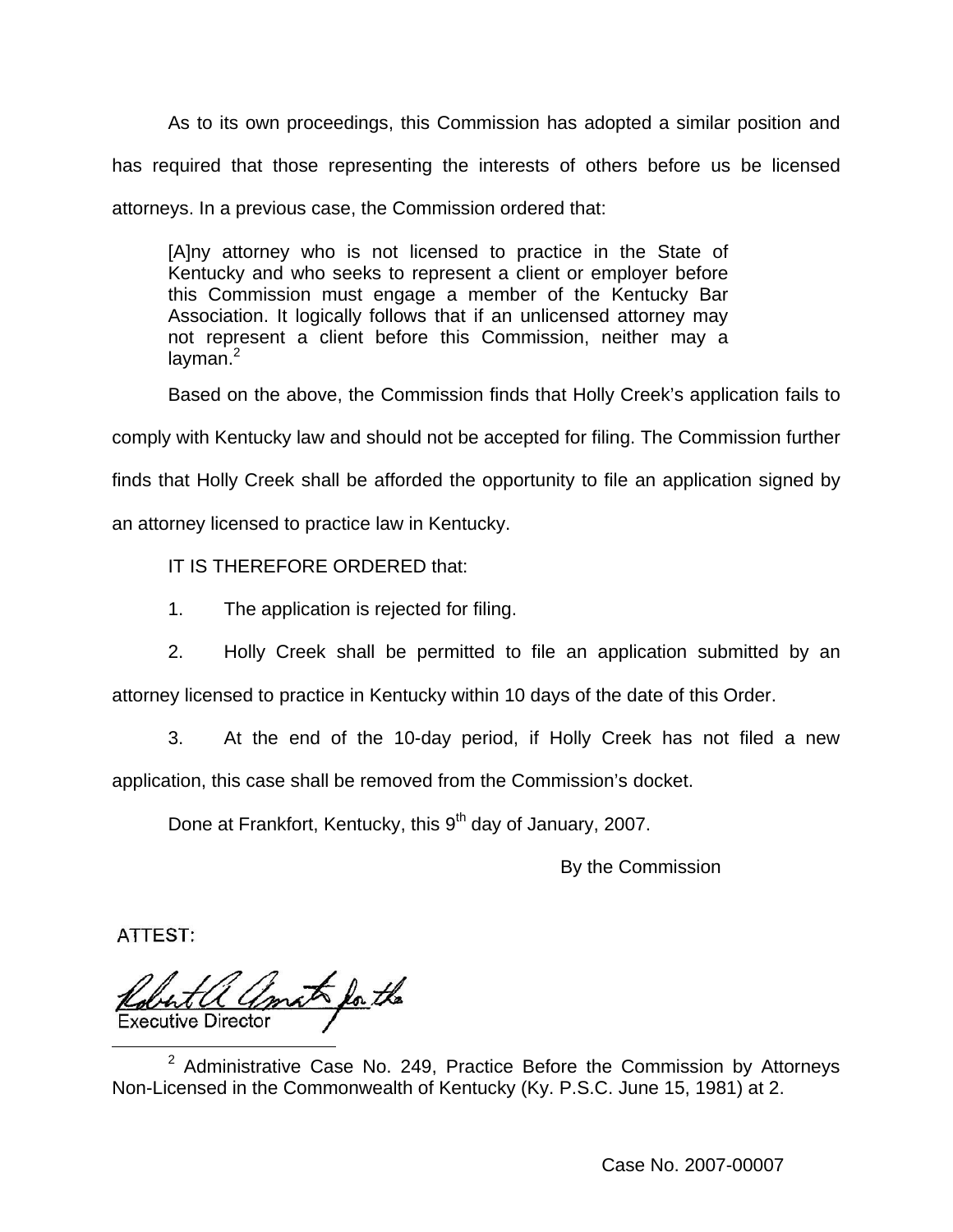As to its own proceedings, this Commission has adopted a similar position and has required that those representing the interests of others before us be licensed attorneys. In a previous case, the Commission ordered that:

> [A]ny attorney who is not licensed to practice in the State of Kentucky and who seeks to represent a client or employer before this Commission must engage a member of the Kentucky Bar Association. It logically follows that if an unlicensed attorney may not represent a client before this Commission, neither may a layman.[2]

Based on the above, the Commission finds that Holly Creek's application fails to comply with Kentucky law and should not be accepted for filing. The Commission further finds that Holly Creek shall be afforded the opportunity to file an application signed by an attorney licensed to practice law in Kentucky.

IT IS THEREFORE ORDERED that:

1. The application is rejected for filing.

2. Holly Creek shall be permitted to file an application submitted by an attorney licensed to practice in Kentucky within 10 days of the date of this Order.

3. At the end of the 10-day period, if Holly Creek has not filed a new application, this case shall be removed from the Commission's docket.

Done at Frankfort, Kentucky, this 9th day of January, 2007.

By the Commission

ATTEST:

Robert A. Amato for the
Executive Director

[2] Administrative Case No. 249, Practice Before the Commission by Attorneys Non-Licensed in the Commonwealth of Kentucky (Ky. P.S.C. June 15, 1981) at 2.

Case No. 2007-00007